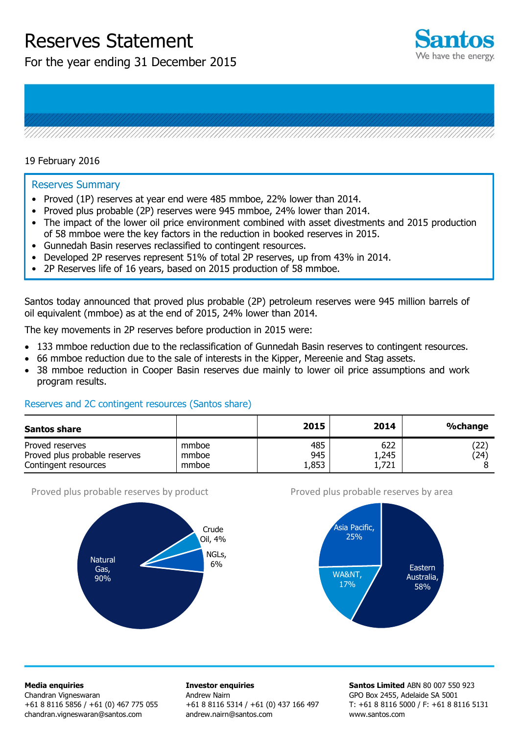# Reserves Statement

For the year ending 31 December 2015

19 February 2016

## Reserves Summary

- Proved (1P) reserves at year end were 485 mmboe, 22% lower than 2014.
- Proved plus probable (2P) reserves were 945 mmboe, 24% lower than 2014.
- The impact of the lower oil price environment combined with asset divestments and 2015 production of 58 mmboe were the key factors in the reduction in booked reserves in 2015.
- Gunnedah Basin reserves reclassified to contingent resources.
- Developed 2P reserves represent 51% of total 2P reserves, up from 43% in 2014.
- 2P Reserves life of 16 years, based on 2015 production of 58 mmboe.

Santos today announced that proved plus probable (2P) petroleum reserves were 945 million barrels of oil equivalent (mmboe) as at the end of 2015, 24% lower than 2014.

The key movements in 2P reserves before production in 2015 were:

- 133 mmboe reduction due to the reclassification of Gunnedah Basin reserves to contingent resources.
- 66 mmboe reduction due to the sale of interests in the Kipper, Mereenie and Stag assets.
- 38 mmboe reduction in Cooper Basin reserves due mainly to lower oil price assumptions and work program results.

### Reserves and 2C contingent resources (Santos share)

| Santos share | | 2015 | 2014 | %change |
|---|---|---|---|---|
| Proved reserves | mmboe | 485 | 622 | (22) |
| Proved plus probable reserves | mmboe | 945 | 1,245 | (24) |
| Contingent resources | mmboe | 1,853 | 1,721 | 8 |

Proved plus probable reserves by product

- Natural Gas, 90%
- Crude Oil, 4%
- NGLs, 6%

Proved plus probable reserves by area

- Eastern Australia, 58%
- Asia Pacific, 25%
- WA&NT, 17%

**Media enquiries**
Chandran Vigneswaran
+61 8 8116 5856 / +61 (0) 467 775 055
chandran.vigneswaran@santos.com

**Investor enquiries**
Andrew Nairn
+61 8 8116 5314 / +61 (0) 437 166 497
andrew.nairn@santos.com

**Santos Limited** ABN 80 007 550 923
GPO Box 2455, Adelaide SA 5001
T: +61 8 8116 5000 / F: +61 8 8116 5131
www.santos.com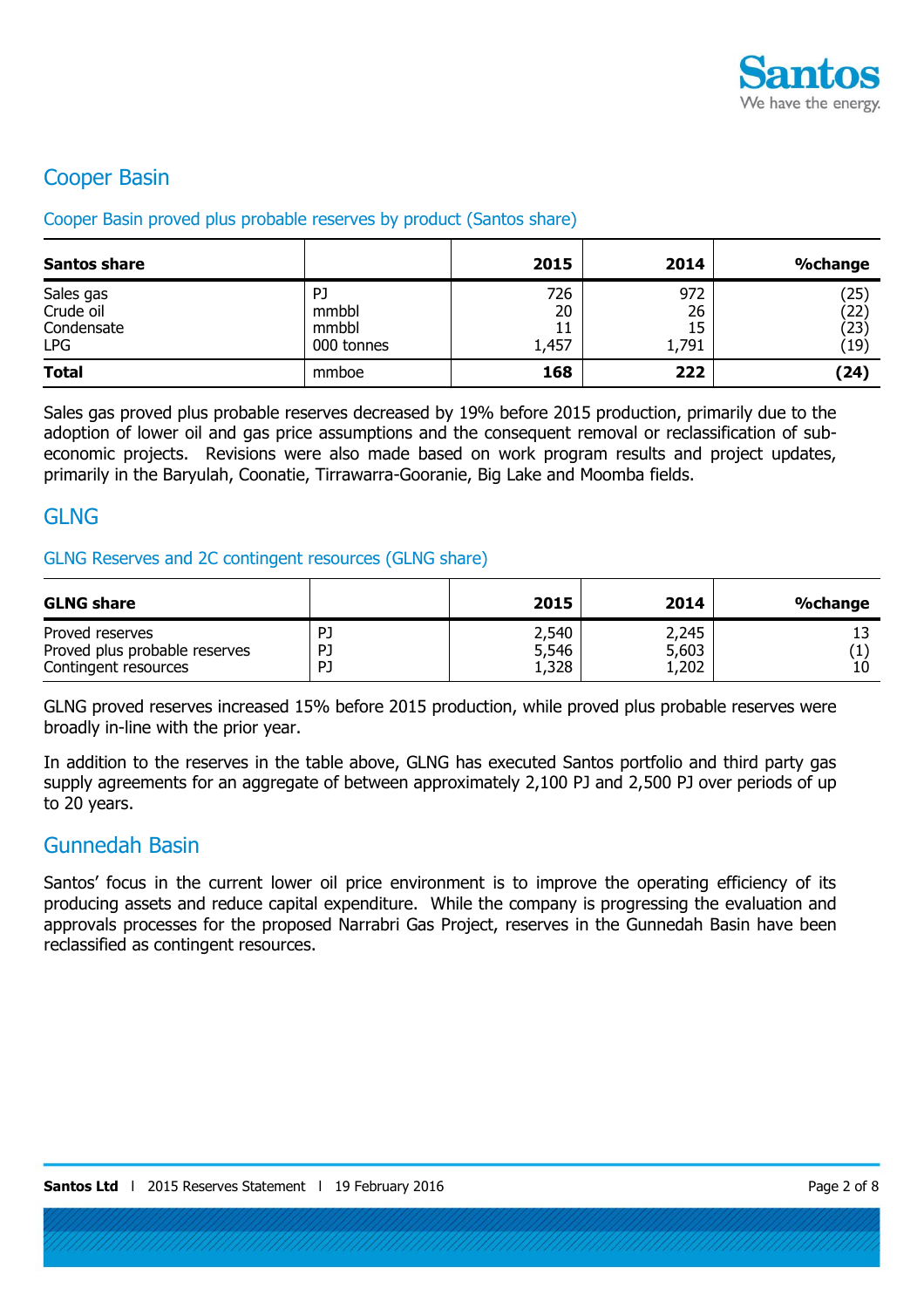## Cooper Basin

### Cooper Basin proved plus probable reserves by product (Santos share)

| Santos share | | 2015 | 2014 | %change |
|---|---|---|---|---|
| Sales gas | PJ | 726 | 972 | (25) |
| Crude oil | mmbbl | 20 | 26 | (22) |
| Condensate | mmbbl | 11 | 15 | (23) |
| LPG | 000 tonnes | 1,457 | 1,791 | (19) |
| **Total** | mmboe | **168** | **222** | **(24)** |

Sales gas proved plus probable reserves decreased by 19% before 2015 production, primarily due to the adoption of lower oil and gas price assumptions and the consequent removal or reclassification of sub-economic projects. Revisions were also made based on work program results and project updates, primarily in the Baryulah, Coonatie, Tirrawarra-Gooranie, Big Lake and Moomba fields.

## GLNG

### GLNG Reserves and 2C contingent resources (GLNG share)

| GLNG share | | 2015 | 2014 | %change |
|---|---|---|---|---|
| Proved reserves | PJ | 2,540 | 2,245 | 13 |
| Proved plus probable reserves | PJ | 5,546 | 5,603 | (1) |
| Contingent resources | PJ | 1,328 | 1,202 | 10 |

GLNG proved reserves increased 15% before 2015 production, while proved plus probable reserves were broadly in-line with the prior year.

In addition to the reserves in the table above, GLNG has executed Santos portfolio and third party gas supply agreements for an aggregate of between approximately 2,100 PJ and 2,500 PJ over periods of up to 20 years.

## Gunnedah Basin

Santos' focus in the current lower oil price environment is to improve the operating efficiency of its producing assets and reduce capital expenditure. While the company is progressing the evaluation and approvals processes for the proposed Narrabri Gas Project, reserves in the Gunnedah Basin have been reclassified as contingent resources.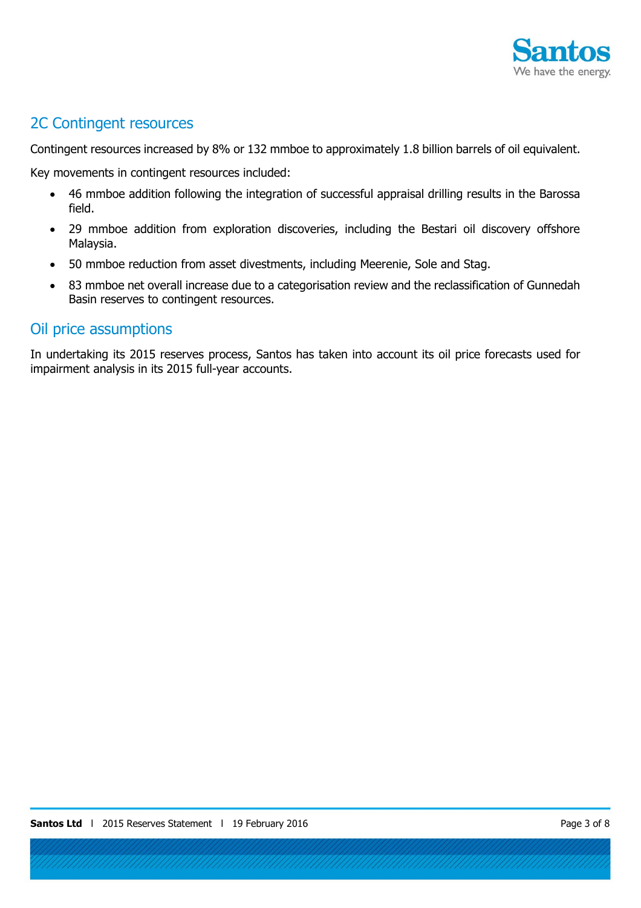## 2C Contingent resources

Contingent resources increased by 8% or 132 mmboe to approximately 1.8 billion barrels of oil equivalent.

Key movements in contingent resources included:

- 46 mmboe addition following the integration of successful appraisal drilling results in the Barossa field.
- 29 mmboe addition from exploration discoveries, including the Bestari oil discovery offshore Malaysia.
- 50 mmboe reduction from asset divestments, including Meerenie, Sole and Stag.
- 83 mmboe net overall increase due to a categorisation review and the reclassification of Gunnedah Basin reserves to contingent resources.

## Oil price assumptions

In undertaking its 2015 reserves process, Santos has taken into account its oil price forecasts used for impairment analysis in its 2015 full-year accounts.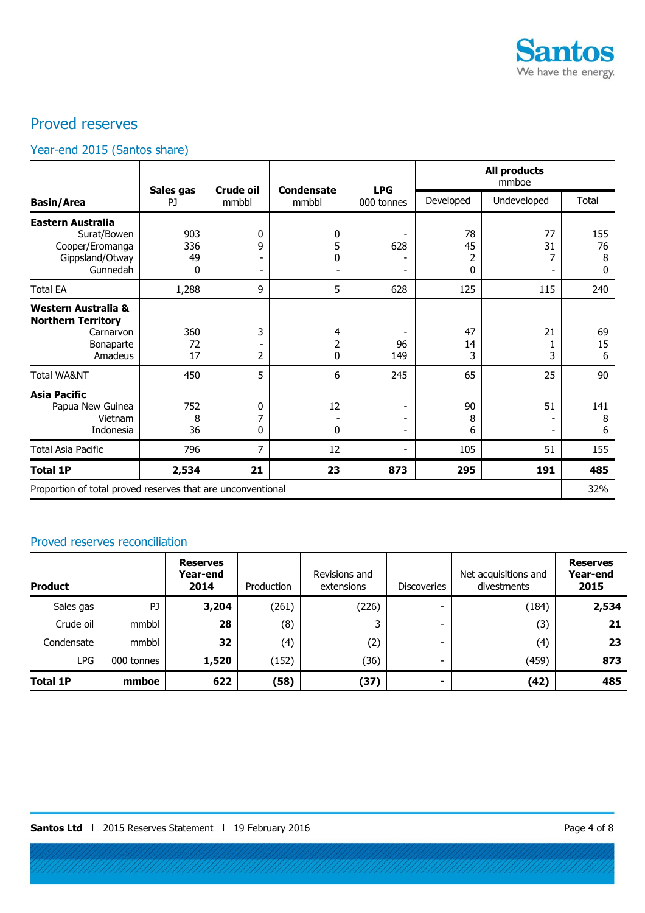## Proved reserves

### Year-end 2015 (Santos share)

| Basin/Area | Sales gas PJ | Crude oil mmbbl | Condensate mmbbl | LPG 000 tonnes | All products mmboe | | |
|---|---|---|---|---|---|---|---|
| | | | | | Developed | Undeveloped | Total |
| **Eastern Australia** | | | | | | | |
| Surat/Bowen | 903 | 0 | 0 | - | 78 | 77 | 155 |
| Cooper/Eromanga | 336 | 9 | 5 | 628 | 45 | 31 | 76 |
| Gippsland/Otway | 49 | - | 0 | - | 2 | 7 | 8 |
| Gunnedah | 0 | - | - | - | 0 | - | 0 |
| Total EA | 1,288 | 9 | 5 | 628 | 125 | 115 | 240 |
| **Western Australia & Northern Territory** | | | | | | | |
| Carnarvon | 360 | 3 | 4 | - | 47 | 21 | 69 |
| Bonaparte | 72 | - | 2 | 96 | 14 | 1 | 15 |
| Amadeus | 17 | 2 | 0 | 149 | 3 | 3 | 6 |
| Total WA&NT | 450 | 5 | 6 | 245 | 65 | 25 | 90 |
| **Asia Pacific** | | | | | | | |
| Papua New Guinea | 752 | 0 | 12 | - | 90 | 51 | 141 |
| Vietnam | 8 | 7 | - | - | 8 | - | 8 |
| Indonesia | 36 | 0 | 0 | - | 6 | - | 6 |
| Total Asia Pacific | 796 | 7 | 12 | - | 105 | 51 | 155 |
| **Total 1P** | **2,534** | **21** | **23** | **873** | **295** | **191** | **485** |
| Proportion of total proved reserves that are unconventional | | | | | | | 32% |

### Proved reserves reconciliation

| Product | | Reserves Year-end 2014 | Production | Revisions and extensions | Discoveries | Net acquisitions and divestments | Reserves Year-end 2015 |
|---|---|---|---|---|---|---|---|
| Sales gas | PJ | **3,204** | (261) | (226) | - | (184) | **2,534** |
| Crude oil | mmbbl | **28** | (8) | 3 | - | (3) | **21** |
| Condensate | mmbbl | **32** | (4) | (2) | - | (4) | **23** |
| LPG | 000 tonnes | **1,520** | (152) | (36) | - | (459) | **873** |
| **Total 1P** | **mmboe** | **622** | **(58)** | **(37)** | **-** | **(42)** | **485** |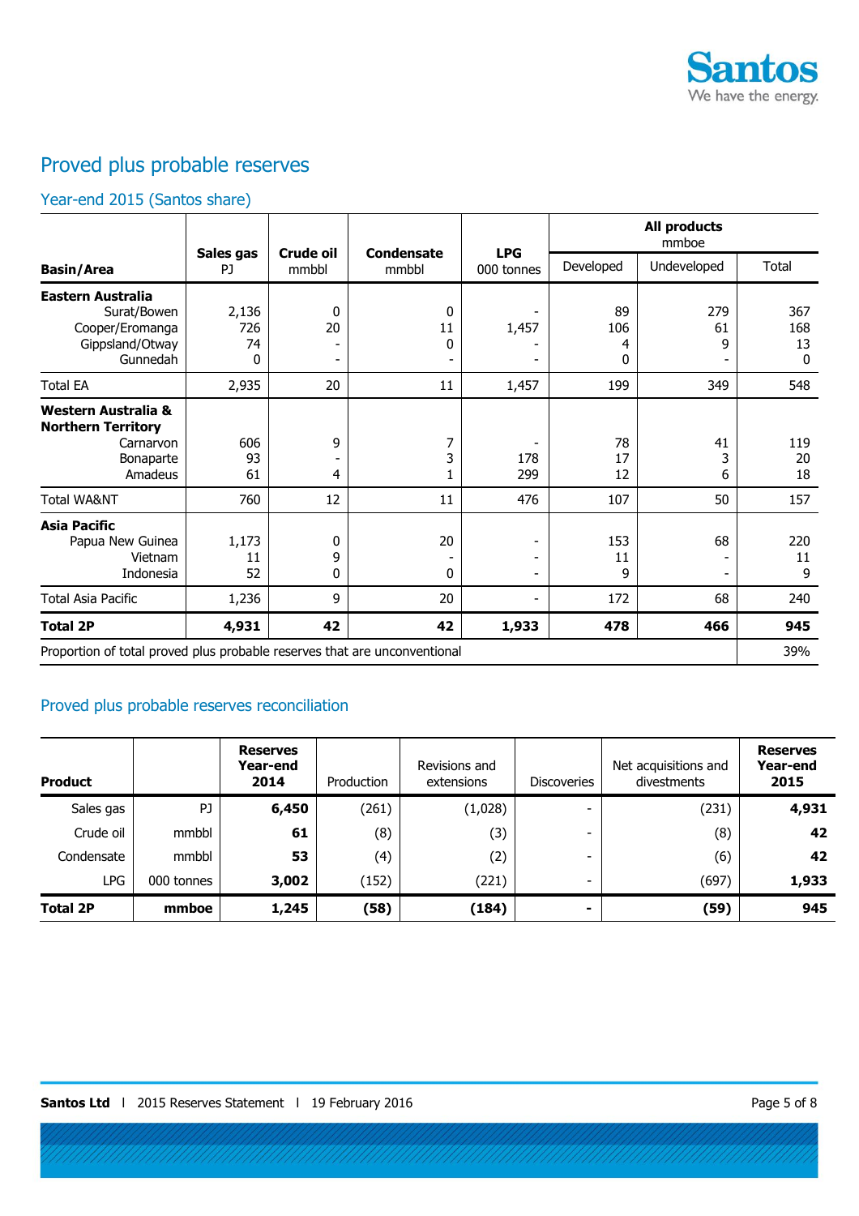## Proved plus probable reserves

### Year-end 2015 (Santos share)

| Basin/Area | Sales gas PJ | Crude oil mmbbl | Condensate mmbbl | LPG 000 tonnes | All products mmboe | | |
|---|---|---|---|---|---|---|---|
| | | | | | Developed | Undeveloped | Total |
| **Eastern Australia** | | | | | | | |
| Surat/Bowen | 2,136 | 0 | 0 | - | 89 | 279 | 367 |
| Cooper/Eromanga | 726 | 20 | 11 | 1,457 | 106 | 61 | 168 |
| Gippsland/Otway | 74 | - | 0 | - | 4 | 9 | 13 |
| Gunnedah | 0 | - | - | - | 0 | - | 0 |
| Total EA | 2,935 | 20 | 11 | 1,457 | 199 | 349 | 548 |
| **Western Australia & Northern Territory** | | | | | | | |
| Carnarvon | 606 | 9 | 7 | - | 78 | 41 | 119 |
| Bonaparte | 93 | - | 3 | 178 | 17 | 3 | 20 |
| Amadeus | 61 | 4 | 1 | 299 | 12 | 6 | 18 |
| Total WA&NT | 760 | 12 | 11 | 476 | 107 | 50 | 157 |
| **Asia Pacific** | | | | | | | |
| Papua New Guinea | 1,173 | 0 | 20 | - | 153 | 68 | 220 |
| Vietnam | 11 | 9 | - | - | 11 | - | 11 |
| Indonesia | 52 | 0 | 0 | - | 9 | - | 9 |
| Total Asia Pacific | 1,236 | 9 | 20 | - | 172 | 68 | 240 |
| **Total 2P** | **4,931** | **42** | **42** | **1,933** | **478** | **466** | **945** |
| Proportion of total proved plus probable reserves that are unconventional | | | | | | | 39% |

### Proved plus probable reserves reconciliation

| Product | | Reserves Year-end 2014 | Production | Revisions and extensions | Discoveries | Net acquisitions and divestments | Reserves Year-end 2015 |
|---|---|---|---|---|---|---|---|
| Sales gas | PJ | **6,450** | (261) | (1,028) | - | (231) | **4,931** |
| Crude oil | mmbbl | **61** | (8) | (3) | - | (8) | **42** |
| Condensate | mmbbl | **53** | (4) | (2) | - | (6) | **42** |
| LPG | 000 tonnes | **3,002** | (152) | (221) | - | (697) | **1,933** |
| **Total 2P** | **mmboe** | **1,245** | **(58)** | **(184)** | **-** | **(59)** | **945** |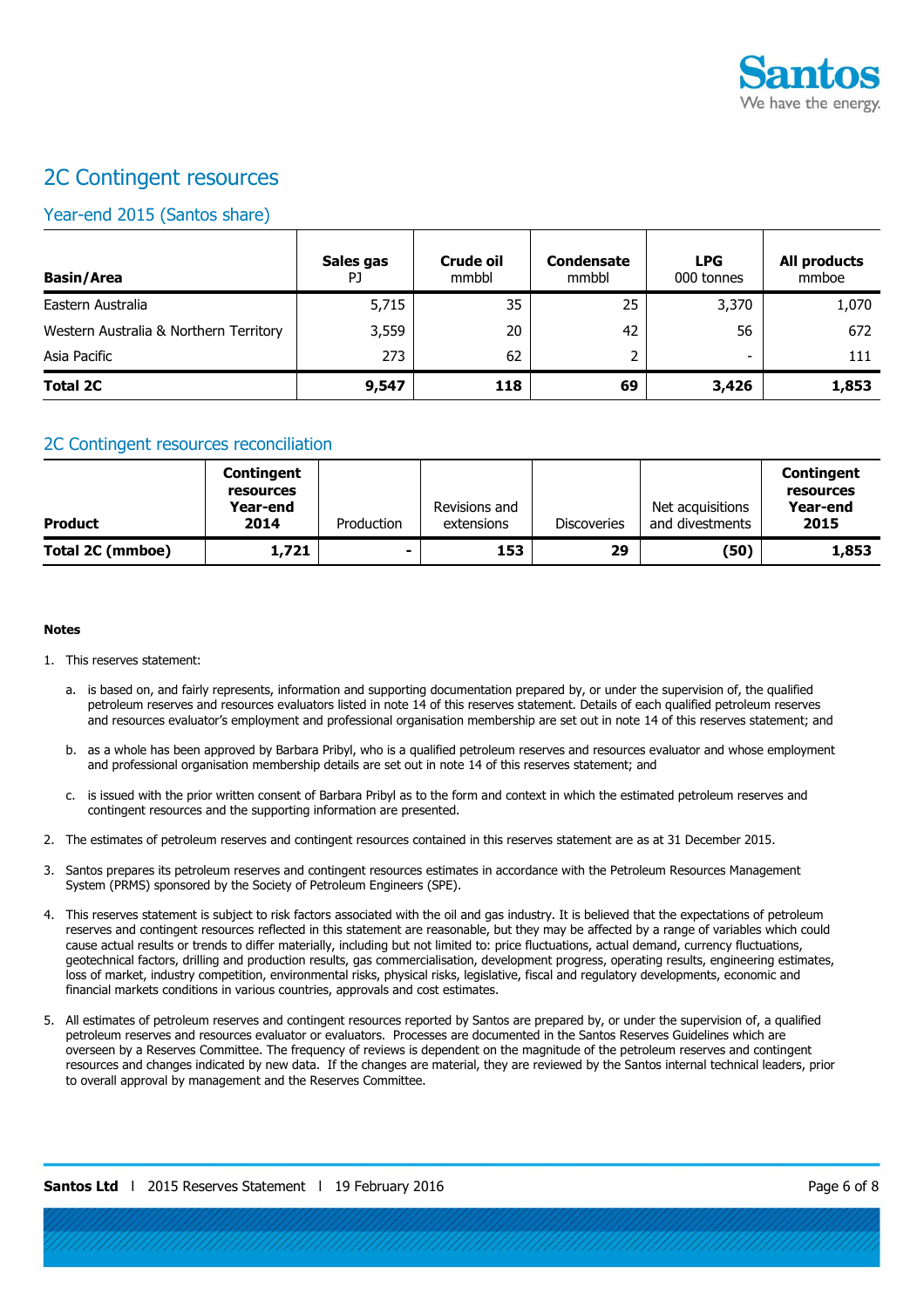## 2C Contingent resources

### Year-end 2015 (Santos share)

| Basin/Area | Sales gas PJ | Crude oil mmbbl | Condensate mmbbl | LPG 000 tonnes | All products mmboe |
|---|---|---|---|---|---|
| Eastern Australia | 5,715 | 35 | 25 | 3,370 | 1,070 |
| Western Australia & Northern Territory | 3,559 | 20 | 42 | 56 | 672 |
| Asia Pacific | 273 | 62 | 2 | - | 111 |
| **Total 2C** | **9,547** | **118** | **69** | **3,426** | **1,853** |

### 2C Contingent resources reconciliation

| Product | Contingent resources Year-end 2014 | Production | Revisions and extensions | Discoveries | Net acquisitions and divestments | Contingent resources Year-end 2015 |
|---|---|---|---|---|---|---|
| **Total 2C (mmboe)** | **1,721** | **-** | **153** | **29** | **(50)** | **1,853** |

**Notes**

1. This reserves statement:
   a. is based on, and fairly represents, information and supporting documentation prepared by, or under the supervision of, the qualified petroleum reserves and resources evaluators listed in note 14 of this reserves statement. Details of each qualified petroleum reserves and resources evaluator's employment and professional organisation membership are set out in note 14 of this reserves statement; and
   b. as a whole has been approved by Barbara Pribyl, who is a qualified petroleum reserves and resources evaluator and whose employment and professional organisation membership details are set out in note 14 of this reserves statement; and
   c. is issued with the prior written consent of Barbara Pribyl as to the form and context in which the estimated petroleum reserves and contingent resources and the supporting information are presented.
2. The estimates of petroleum reserves and contingent resources contained in this reserves statement are as at 31 December 2015.
3. Santos prepares its petroleum reserves and contingent resources estimates in accordance with the Petroleum Resources Management System (PRMS) sponsored by the Society of Petroleum Engineers (SPE).
4. This reserves statement is subject to risk factors associated with the oil and gas industry. It is believed that the expectations of petroleum reserves and contingent resources reflected in this statement are reasonable, but they may be affected by a range of variables which could cause actual results or trends to differ materially, including but not limited to: price fluctuations, actual demand, currency fluctuations, geotechnical factors, drilling and production results, gas commercialisation, development progress, operating results, engineering estimates, loss of market, industry competition, environmental risks, physical risks, legislative, fiscal and regulatory developments, economic and financial markets conditions in various countries, approvals and cost estimates.
5. All estimates of petroleum reserves and contingent resources reported by Santos are prepared by, or under the supervision of, a qualified petroleum reserves and resources evaluator or evaluators. Processes are documented in the Santos Reserves Guidelines which are overseen by a Reserves Committee. The frequency of reviews is dependent on the magnitude of the petroleum reserves and contingent resources and changes indicated by new data. If the changes are material, they are reviewed by the Santos internal technical leaders, prior to overall approval by management and the Reserves Committee.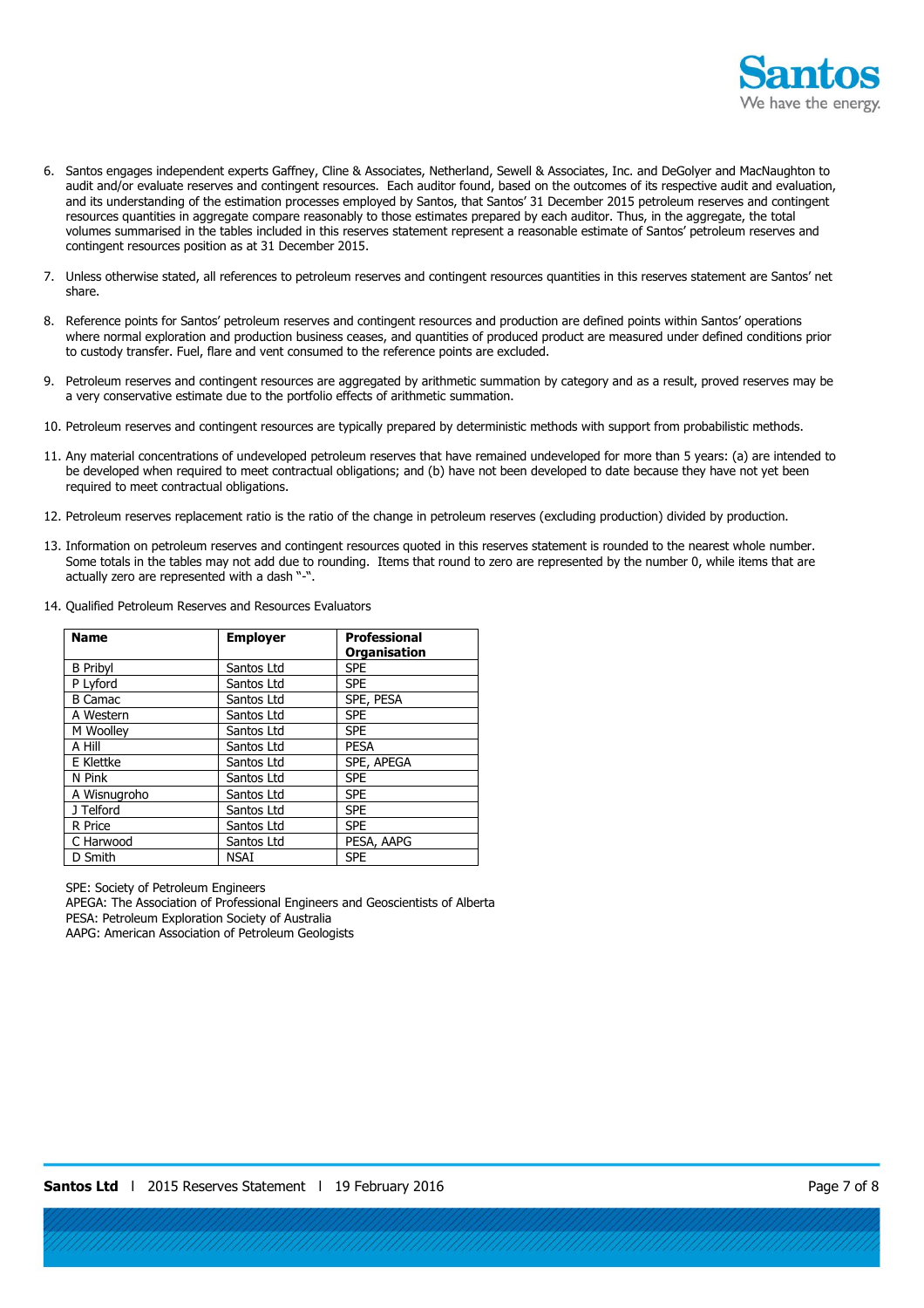6. Santos engages independent experts Gaffney, Cline & Associates, Netherland, Sewell & Associates, Inc. and DeGolyer and MacNaughton to audit and/or evaluate reserves and contingent resources. Each auditor found, based on the outcomes of its respective audit and evaluation, and its understanding of the estimation processes employed by Santos, that Santos' 31 December 2015 petroleum reserves and contingent resources quantities in aggregate compare reasonably to those estimates prepared by each auditor. Thus, in the aggregate, the total volumes summarised in the tables included in this reserves statement represent a reasonable estimate of Santos' petroleum reserves and contingent resources position as at 31 December 2015.

7. Unless otherwise stated, all references to petroleum reserves and contingent resources quantities in this reserves statement are Santos' net share.

8. Reference points for Santos' petroleum reserves and contingent resources and production are defined points within Santos' operations where normal exploration and production business ceases, and quantities of produced product are measured under defined conditions prior to custody transfer. Fuel, flare and vent consumed to the reference points are excluded.

9. Petroleum reserves and contingent resources are aggregated by arithmetic summation by category and as a result, proved reserves may be a very conservative estimate due to the portfolio effects of arithmetic summation.

10. Petroleum reserves and contingent resources are typically prepared by deterministic methods with support from probabilistic methods.

11. Any material concentrations of undeveloped petroleum reserves that have remained undeveloped for more than 5 years: (a) are intended to be developed when required to meet contractual obligations; and (b) have not been developed to date because they have not yet been required to meet contractual obligations.

12. Petroleum reserves replacement ratio is the ratio of the change in petroleum reserves (excluding production) divided by production.

13. Information on petroleum reserves and contingent resources quoted in this reserves statement is rounded to the nearest whole number. Some totals in the tables may not add due to rounding. Items that round to zero are represented by the number 0, while items that are actually zero are represented with a dash "-".

14. Qualified Petroleum Reserves and Resources Evaluators

| Name | Employer | Professional Organisation |
|---|---|---|
| B Pribyl | Santos Ltd | SPE |
| P Lyford | Santos Ltd | SPE |
| B Camac | Santos Ltd | SPE, PESA |
| A Western | Santos Ltd | SPE |
| M Woolley | Santos Ltd | SPE |
| A Hill | Santos Ltd | PESA |
| E Klettke | Santos Ltd | SPE, APEGA |
| N Pink | Santos Ltd | SPE |
| A Wisnugroho | Santos Ltd | SPE |
| J Telford | Santos Ltd | SPE |
| R Price | Santos Ltd | SPE |
| C Harwood | Santos Ltd | PESA, AAPG |
| D Smith | NSAI | SPE |

SPE: Society of Petroleum Engineers
APEGA: The Association of Professional Engineers and Geoscientists of Alberta
PESA: Petroleum Exploration Society of Australia
AAPG: American Association of Petroleum Geologists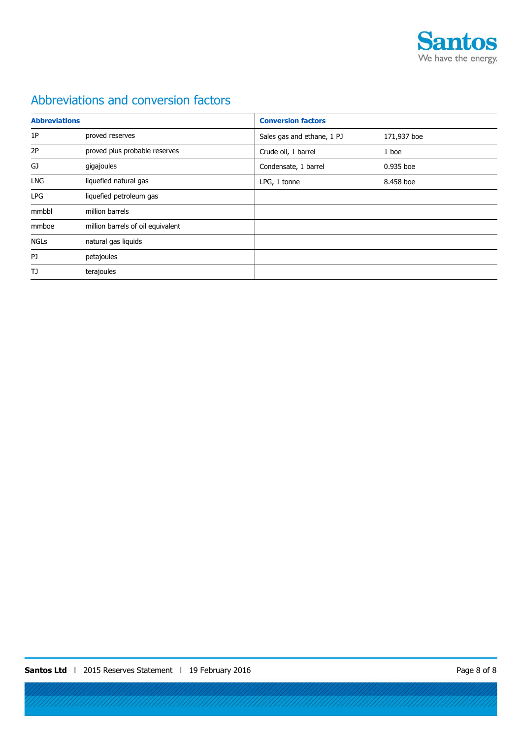## Abbreviations and conversion factors

| Abbreviations | | Conversion factors | |
|---|---|---|---|
| 1P | proved reserves | Sales gas and ethane, 1 PJ | 171,937 boe |
| 2P | proved plus probable reserves | Crude oil, 1 barrel | 1 boe |
| GJ | gigajoules | Condensate, 1 barrel | 0.935 boe |
| LNG | liquefied natural gas | LPG, 1 tonne | 8.458 boe |
| LPG | liquefied petroleum gas | | |
| mmbbl | million barrels | | |
| mmboe | million barrels of oil equivalent | | |
| NGLs | natural gas liquids | | |
| PJ | petajoules | | |
| TJ | terajoules | | |